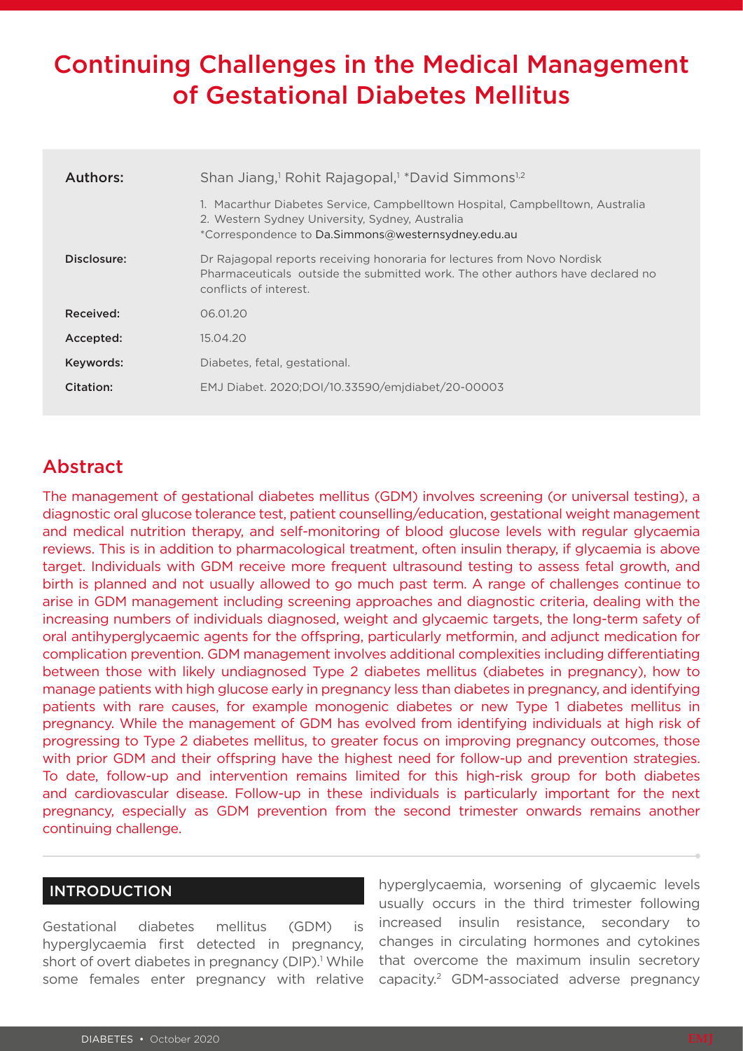# Continuing Challenges in the Medical Management of Gestational Diabetes Mellitus

| | |
|---|---|
| **Authors:** | Shan Jiang,[1] Rohit Rajagopal,[1] *David Simmons[1,2]<br>1. Macarthur Diabetes Service, Campbelltown Hospital, Campbelltown, Australia<br>2. Western Sydney University, Sydney, Australia<br>*Correspondence to Da.Simmons@westernsydney.edu.au |
| **Disclosure:** | Dr Rajagopal reports receiving honoraria for lectures from Novo Nordisk Pharmaceuticals outside the submitted work. The other authors have declared no conflicts of interest. |
| **Received:** | 06.01.20 |
| **Accepted:** | 15.04.20 |
| **Keywords:** | Diabetes, fetal, gestational. |
| **Citation:** | EMJ Diabet. 2020;DOI/10.33590/emjdiabet/20-00003 |

## Abstract

The management of gestational diabetes mellitus (GDM) involves screening (or universal testing), a diagnostic oral glucose tolerance test, patient counselling/education, gestational weight management and medical nutrition therapy, and self-monitoring of blood glucose levels with regular glycaemia reviews. This is in addition to pharmacological treatment, often insulin therapy, if glycaemia is above target. Individuals with GDM receive more frequent ultrasound testing to assess fetal growth, and birth is planned and not usually allowed to go much past term. A range of challenges continue to arise in GDM management including screening approaches and diagnostic criteria, dealing with the increasing numbers of individuals diagnosed, weight and glycaemic targets, the long-term safety of oral antihyperglycaemic agents for the offspring, particularly metformin, and adjunct medication for complication prevention. GDM management involves additional complexities including differentiating between those with likely undiagnosed Type 2 diabetes mellitus (diabetes in pregnancy), how to manage patients with high glucose early in pregnancy less than diabetes in pregnancy, and identifying patients with rare causes, for example monogenic diabetes or new Type 1 diabetes mellitus in pregnancy. While the management of GDM has evolved from identifying individuals at high risk of progressing to Type 2 diabetes mellitus, to greater focus on improving pregnancy outcomes, those with prior GDM and their offspring have the highest need for follow-up and prevention strategies. To date, follow-up and intervention remains limited for this high-risk group for both diabetes and cardiovascular disease. Follow-up in these individuals is particularly important for the next pregnancy, especially as GDM prevention from the second trimester onwards remains another continuing challenge.

## INTRODUCTION

Gestational diabetes mellitus (GDM) is hyperglycaemia first detected in pregnancy, short of overt diabetes in pregnancy (DIP).[1] While some females enter pregnancy with relative hyperglycaemia, worsening of glycaemic levels usually occurs in the third trimester following increased insulin resistance, secondary to changes in circulating hormones and cytokines that overcome the maximum insulin secretory capacity.[2] GDM-associated adverse pregnancy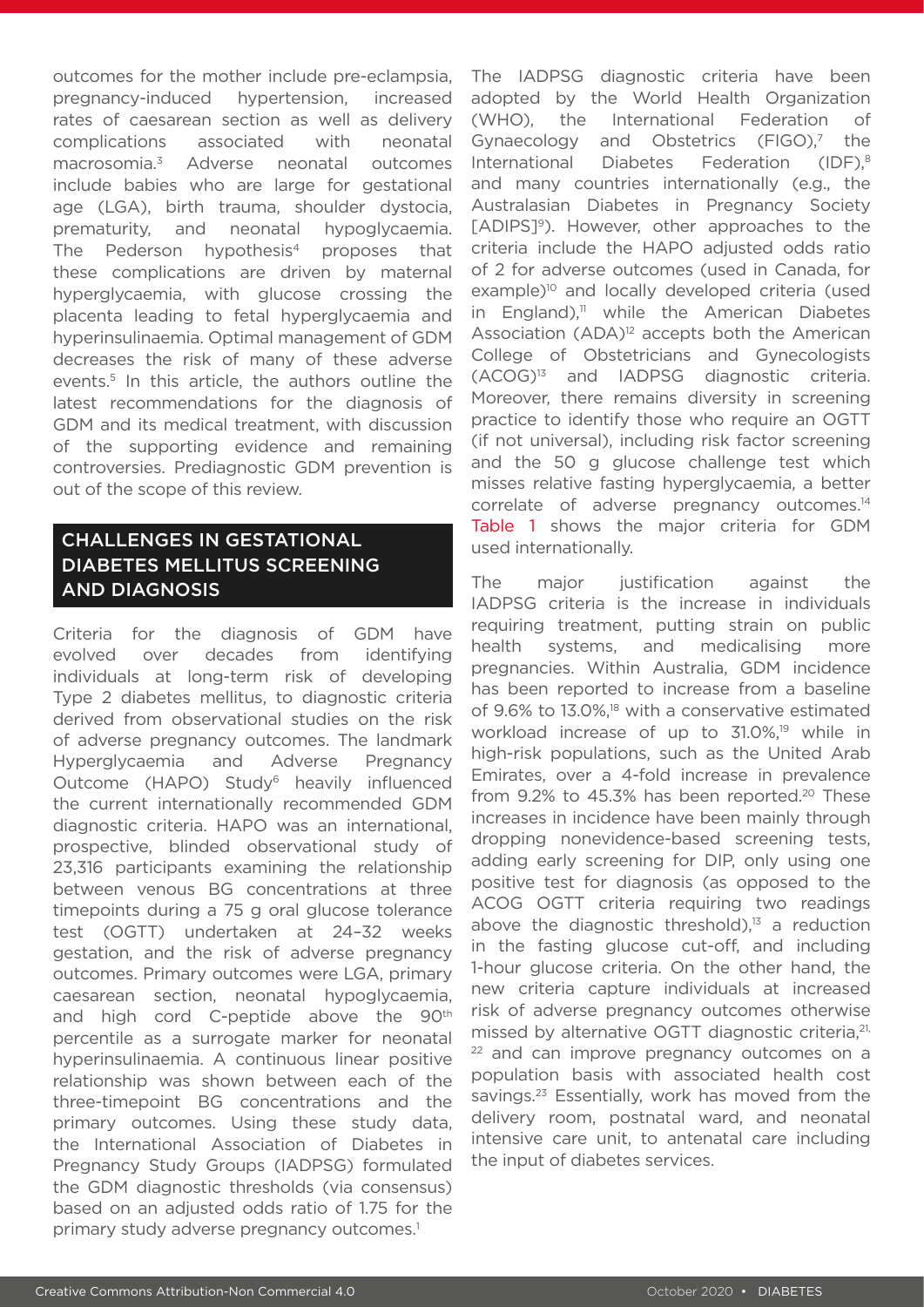outcomes for the mother include pre-eclampsia, pregnancy-induced hypertension, increased rates of caesarean section as well as delivery complications associated with neonatal macrosomia.[3] Adverse neonatal outcomes include babies who are large for gestational age (LGA), birth trauma, shoulder dystocia, prematurity, and neonatal hypoglycaemia. The Pederson hypothesis[4] proposes that these complications are driven by maternal hyperglycaemia, with glucose crossing the placenta leading to fetal hyperglycaemia and hyperinsulinaemia. Optimal management of GDM decreases the risk of many of these adverse events.[5] In this article, the authors outline the latest recommendations for the diagnosis of GDM and its medical treatment, with discussion of the supporting evidence and remaining controversies. Prediagnostic GDM prevention is out of the scope of this review.

## CHALLENGES IN GESTATIONAL DIABETES MELLITUS SCREENING AND DIAGNOSIS

Criteria for the diagnosis of GDM have evolved over decades from identifying individuals at long-term risk of developing Type 2 diabetes mellitus, to diagnostic criteria derived from observational studies on the risk of adverse pregnancy outcomes. The landmark Hyperglycaemia and Adverse Pregnancy Outcome (HAPO) Study[6] heavily influenced the current internationally recommended GDM diagnostic criteria. HAPO was an international, prospective, blinded observational study of 23,316 participants examining the relationship between venous BG concentrations at three timepoints during a 75 g oral glucose tolerance test (OGTT) undertaken at 24–32 weeks gestation, and the risk of adverse pregnancy outcomes. Primary outcomes were LGA, primary caesarean section, neonatal hypoglycaemia, and high cord C-peptide above the 90th percentile as a surrogate marker for neonatal hyperinsulinaemia. A continuous linear positive relationship was shown between each of the three-timepoint BG concentrations and the primary outcomes. Using these study data, the International Association of Diabetes in Pregnancy Study Groups (IADPSG) formulated the GDM diagnostic thresholds (via consensus) based on an adjusted odds ratio of 1.75 for the primary study adverse pregnancy outcomes.[1]

The IADPSG diagnostic criteria have been adopted by the World Health Organization (WHO), the International Federation of Gynaecology and Obstetrics (FIGO),[7] the International Diabetes Federation (IDF),[8] and many countries internationally (e.g., the Australasian Diabetes in Pregnancy Society [ADIPS][9]). However, other approaches to the criteria include the HAPO adjusted odds ratio of 2 for adverse outcomes (used in Canada, for example)[10] and locally developed criteria (used in England),[11] while the American Diabetes Association (ADA)[12] accepts both the American College of Obstetricians and Gynecologists (ACOG)[13] and IADPSG diagnostic criteria. Moreover, there remains diversity in screening practice to identify those who require an OGTT (if not universal), including risk factor screening and the 50 g glucose challenge test which misses relative fasting hyperglycaemia, a better correlate of adverse pregnancy outcomes.[14] Table 1 shows the major criteria for GDM used internationally.

The major justification against the IADPSG criteria is the increase in individuals requiring treatment, putting strain on public health systems, and medicalising more pregnancies. Within Australia, GDM incidence has been reported to increase from a baseline of 9.6% to 13.0%,[18] with a conservative estimated workload increase of up to 31.0%,[19] while in high-risk populations, such as the United Arab Emirates, over a 4-fold increase in prevalence from 9.2% to 45.3% has been reported.[20] These increases in incidence have been mainly through dropping nonevidence-based screening tests, adding early screening for DIP, only using one positive test for diagnosis (as opposed to the ACOG OGTT criteria requiring two readings above the diagnostic threshold),[13] a reduction in the fasting glucose cut-off, and including 1-hour glucose criteria. On the other hand, the new criteria capture individuals at increased risk of adverse pregnancy outcomes otherwise missed by alternative OGTT diagnostic criteria,[21,22] and can improve pregnancy outcomes on a population basis with associated health cost savings.[23] Essentially, work has moved from the delivery room, postnatal ward, and neonatal intensive care unit, to antenatal care including the input of diabetes services.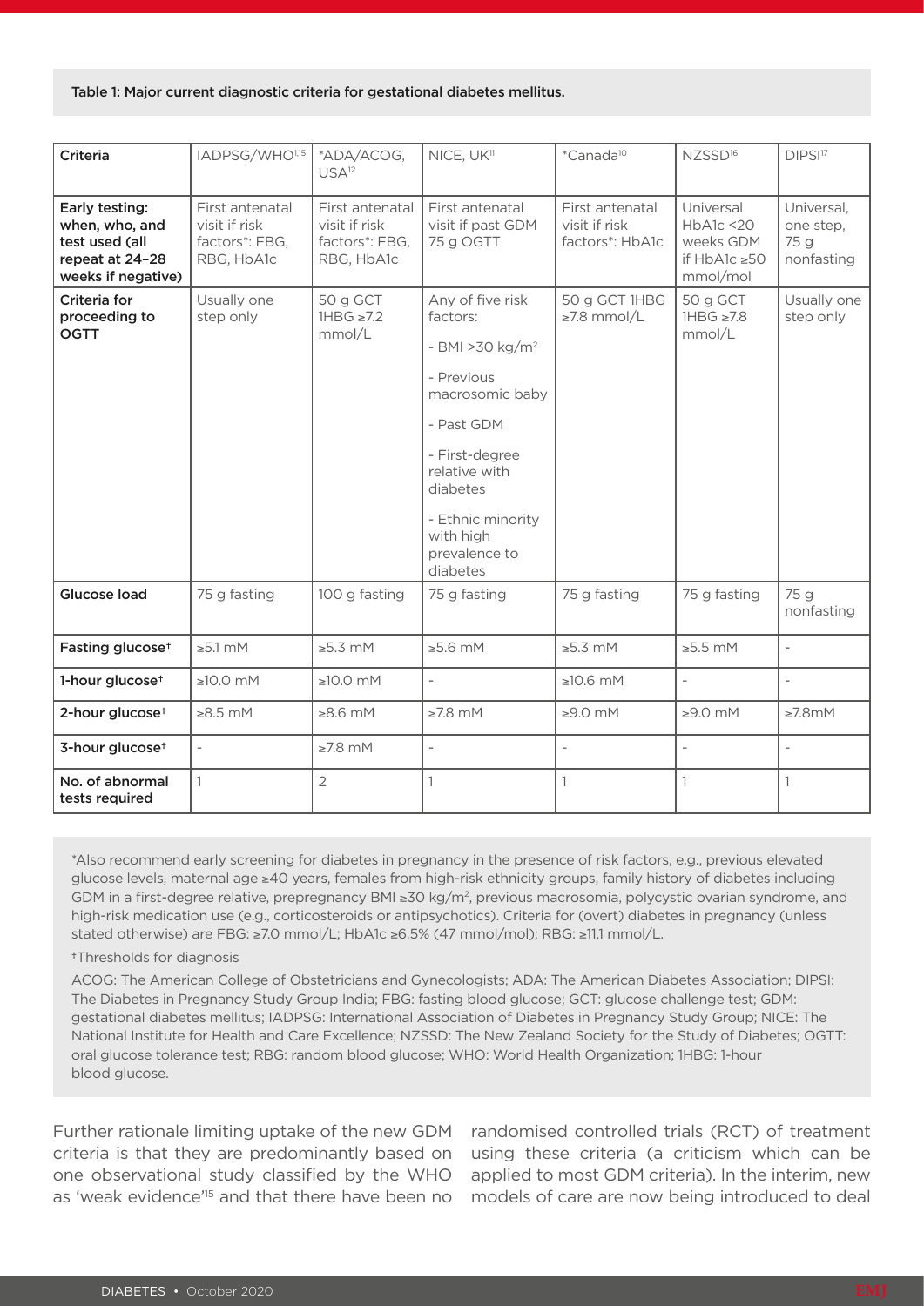Table 1: Major current diagnostic criteria for gestational diabetes mellitus.

| Criteria | IADPSG/WHO[1,15] | *ADA/ACOG, USA[12] | NICE, UK[11] | *Canada[10] | NZSSD[16] | DIPSI[17] |
|---|---|---|---|---|---|---|
| **Early testing: when, who, and test used (all repeat at 24–28 weeks if negative)** | First antenatal visit if risk factors*: FBG, RBG, HbA1c | First antenatal visit if risk factors*: FBG, RBG, HbA1c | First antenatal visit if past GDM 75 g OGTT | First antenatal visit if risk factors*: HbA1c | Universal HbA1c <20 weeks GDM if HbA1c ≥50 mmol/mol | Universal, one step, 75 g nonfasting |
| **Criteria for proceeding to OGTT** | Usually one step only | 50 g GCT 1HBG ≥7.2 mmol/L | Any of five risk factors: - BMI >30 kg/m² - Previous macrosomic baby - Past GDM - First-degree relative with diabetes - Ethnic minority with high prevalence to diabetes | 50 g GCT 1HBG ≥7.8 mmol/L | 50 g GCT 1HBG ≥7.8 mmol/L | Usually one step only |
| **Glucose load** | 75 g fasting | 100 g fasting | 75 g fasting | 75 g fasting | 75 g fasting | 75 g nonfasting |
| **Fasting glucose†** | ≥5.1 mM | ≥5.3 mM | ≥5.6 mM | ≥5.3 mM | ≥5.5 mM | - |
| **1-hour glucose†** | ≥10.0 mM | ≥10.0 mM | - | ≥10.6 mM | - | - |
| **2-hour glucose†** | ≥8.5 mM | ≥8.6 mM | ≥7.8 mM | ≥9.0 mM | ≥9.0 mM | ≥7.8mM |
| **3-hour glucose†** | - | ≥7.8 mM | - | - | - | - |
| **No. of abnormal tests required** | 1 | 2 | 1 | 1 | 1 | 1 |

*Also recommend early screening for diabetes in pregnancy in the presence of risk factors, e.g., previous elevated glucose levels, maternal age ≥40 years, females from high-risk ethnicity groups, family history of diabetes including GDM in a first-degree relative, prepregnancy BMI ≥30 kg/m², previous macrosomia, polycystic ovarian syndrome, and high-risk medication use (e.g., corticosteroids or antipsychotics). Criteria for (overt) diabetes in pregnancy (unless stated otherwise) are FBG: ≥7.0 mmol/L; HbA1c ≥6.5% (47 mmol/mol); RBG: ≥11.1 mmol/L.

†Thresholds for diagnosis

ACOG: The American College of Obstetricians and Gynecologists; ADA: The American Diabetes Association; DIPSI: The Diabetes in Pregnancy Study Group India; FBG: fasting blood glucose; GCT: glucose challenge test; GDM: gestational diabetes mellitus; IADPSG: International Association of Diabetes in Pregnancy Study Group; NICE: The National Institute for Health and Care Excellence; NZSSD: The New Zealand Society for the Study of Diabetes; OGTT: oral glucose tolerance test; RBG: random blood glucose; WHO: World Health Organization; 1HBG: 1-hour blood glucose.

Further rationale limiting uptake of the new GDM criteria is that they are predominantly based on one observational study classified by the WHO as 'weak evidence'[15] and that there have been no randomised controlled trials (RCT) of treatment using these criteria (a criticism which can be applied to most GDM criteria). In the interim, new models of care are now being introduced to deal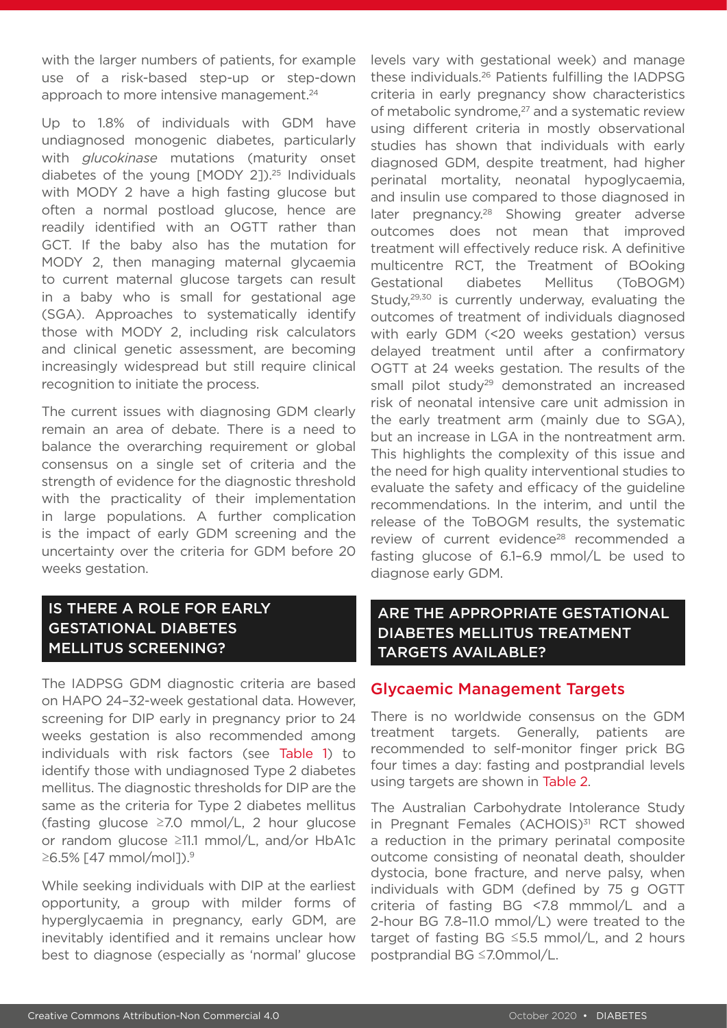with the larger numbers of patients, for example use of a risk-based step-up or step-down approach to more intensive management.[24]

Up to 1.8% of individuals with GDM have undiagnosed monogenic diabetes, particularly with *glucokinase* mutations (maturity onset diabetes of the young [MODY 2]).[25] Individuals with MODY 2 have a high fasting glucose but often a normal postload glucose, hence are readily identified with an OGTT rather than GCT. If the baby also has the mutation for MODY 2, then managing maternal glycaemia to current maternal glucose targets can result in a baby who is small for gestational age (SGA). Approaches to systematically identify those with MODY 2, including risk calculators and clinical genetic assessment, are becoming increasingly widespread but still require clinical recognition to initiate the process.

The current issues with diagnosing GDM clearly remain an area of debate. There is a need to balance the overarching requirement or global consensus on a single set of criteria and the strength of evidence for the diagnostic threshold with the practicality of their implementation in large populations. A further complication is the impact of early GDM screening and the uncertainty over the criteria for GDM before 20 weeks gestation.

## IS THERE A ROLE FOR EARLY GESTATIONAL DIABETES MELLITUS SCREENING?

The IADPSG GDM diagnostic criteria are based on HAPO 24–32-week gestational data. However, screening for DIP early in pregnancy prior to 24 weeks gestation is also recommended among individuals with risk factors (see Table 1) to identify those with undiagnosed Type 2 diabetes mellitus. The diagnostic thresholds for DIP are the same as the criteria for Type 2 diabetes mellitus (fasting glucose ≥7.0 mmol/L, 2 hour glucose or random glucose ≥11.1 mmol/L, and/or HbA1c ≥6.5% [47 mmol/mol]).[9]

While seeking individuals with DIP at the earliest opportunity, a group with milder forms of hyperglycaemia in pregnancy, early GDM, are inevitably identified and it remains unclear how best to diagnose (especially as 'normal' glucose levels vary with gestational week) and manage these individuals.[26] Patients fulfilling the IADPSG criteria in early pregnancy show characteristics of metabolic syndrome,[27] and a systematic review using different criteria in mostly observational studies has shown that individuals with early diagnosed GDM, despite treatment, had higher perinatal mortality, neonatal hypoglycaemia, and insulin use compared to those diagnosed in later pregnancy.[28] Showing greater adverse outcomes does not mean that improved treatment will effectively reduce risk. A definitive multicentre RCT, the Treatment of BOoking Gestational diabetes Mellitus (ToBOGM) Study,[29,30] is currently underway, evaluating the outcomes of treatment of individuals diagnosed with early GDM (<20 weeks gestation) versus delayed treatment until after a confirmatory OGTT at 24 weeks gestation. The results of the small pilot study[29] demonstrated an increased risk of neonatal intensive care unit admission in the early treatment arm (mainly due to SGA), but an increase in LGA in the nontreatment arm. This highlights the complexity of this issue and the need for high quality interventional studies to evaluate the safety and efficacy of the guideline recommendations. In the interim, and until the release of the ToBOGM results, the systematic review of current evidence[28] recommended a fasting glucose of 6.1–6.9 mmol/L be used to diagnose early GDM.

## ARE THE APPROPRIATE GESTATIONAL DIABETES MELLITUS TREATMENT TARGETS AVAILABLE?

### Glycaemic Management Targets

There is no worldwide consensus on the GDM treatment targets. Generally, patients are recommended to self-monitor finger prick BG four times a day: fasting and postprandial levels using targets are shown in Table 2.

The Australian Carbohydrate Intolerance Study in Pregnant Females (ACHOIS)[31] RCT showed a reduction in the primary perinatal composite outcome consisting of neonatal death, shoulder dystocia, bone fracture, and nerve palsy, when individuals with GDM (defined by 75 g OGTT criteria of fasting BG <7.8 mmmol/L and a 2-hour BG 7.8–11.0 mmol/L) were treated to the target of fasting BG ≤5.5 mmol/L, and 2 hours postprandial BG ≤7.0mmol/L.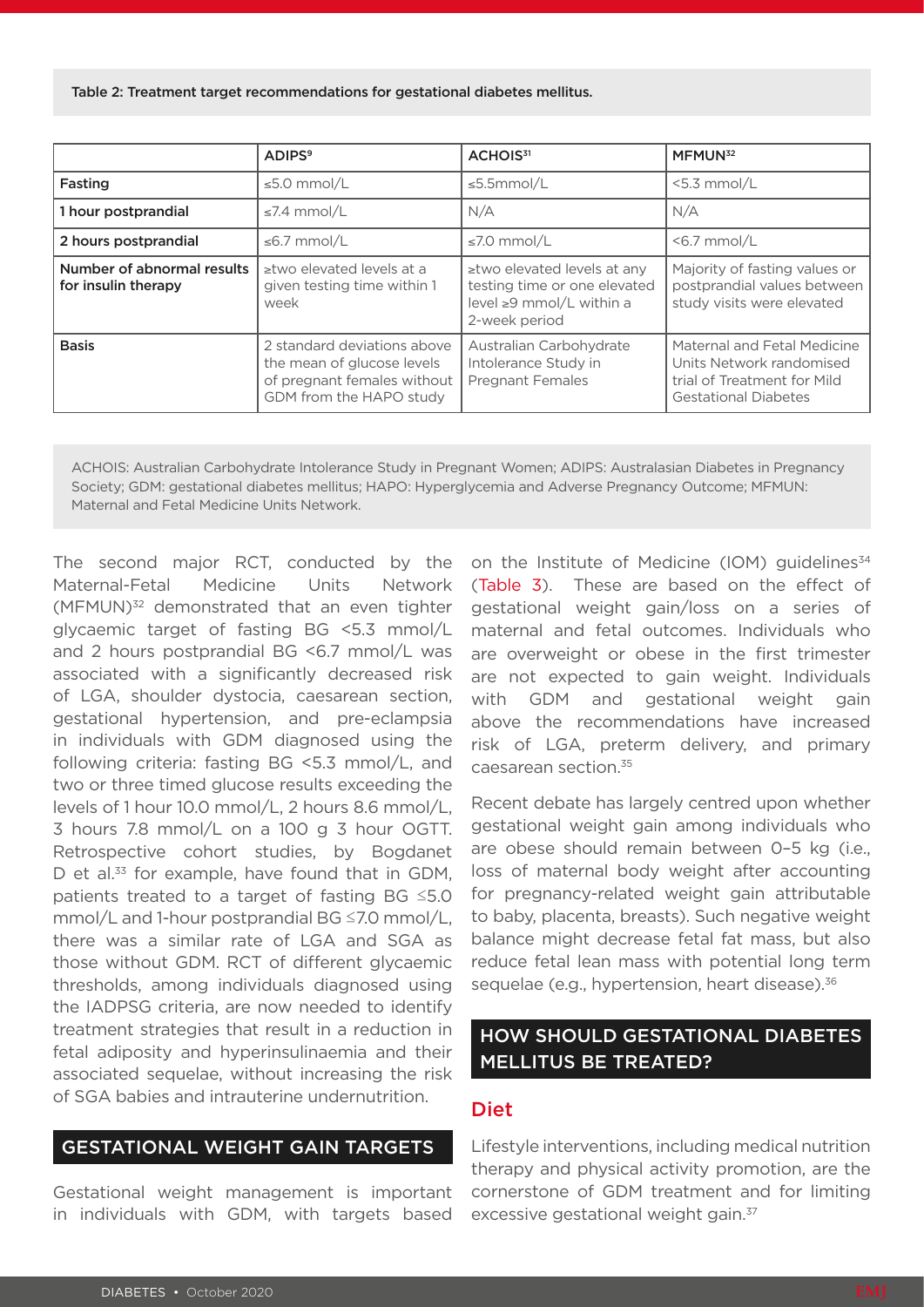Table 2: Treatment target recommendations for gestational diabetes mellitus.

| | ADIPS[9] | ACHOIS[31] | MFMUN[32] |
|---|---|---|---|
| Fasting | ≤5.0 mmol/L | ≤5.5mmol/L | <5.3 mmol/L |
| 1 hour postprandial | ≤7.4 mmol/L | N/A | N/A |
| 2 hours postprandial | ≤6.7 mmol/L | ≤7.0 mmol/L | <6.7 mmol/L |
| Number of abnormal results for insulin therapy | ≥two elevated levels at a given testing time within 1 week | ≥two elevated levels at any testing time or one elevated level ≥9 mmol/L within a 2-week period | Majority of fasting values or postprandial values between study visits were elevated |
| Basis | 2 standard deviations above the mean of glucose levels of pregnant females without GDM from the HAPO study | Australian Carbohydrate Intolerance Study in Pregnant Females | Maternal and Fetal Medicine Units Network randomised trial of Treatment for Mild Gestational Diabetes |

ACHOIS: Australian Carbohydrate Intolerance Study in Pregnant Women; ADIPS: Australasian Diabetes in Pregnancy Society; GDM: gestational diabetes mellitus; HAPO: Hyperglycemia and Adverse Pregnancy Outcome; MFMUN: Maternal and Fetal Medicine Units Network.

The second major RCT, conducted by the Maternal-Fetal Medicine Units Network (MFMUN)[32] demonstrated that an even tighter glycaemic target of fasting BG <5.3 mmol/L and 2 hours postprandial BG <6.7 mmol/L was associated with a significantly decreased risk of LGA, shoulder dystocia, caesarean section, gestational hypertension, and pre-eclampsia in individuals with GDM diagnosed using the following criteria: fasting BG <5.3 mmol/L, and two or three timed glucose results exceeding the levels of 1 hour 10.0 mmol/L, 2 hours 8.6 mmol/L, 3 hours 7.8 mmol/L on a 100 g 3 hour OGTT. Retrospective cohort studies, by Bogdanet D et al.[33] for example, have found that in GDM, patients treated to a target of fasting BG ≤5.0 mmol/L and 1-hour postprandial BG ≤7.0 mmol/L, there was a similar rate of LGA and SGA as those without GDM. RCT of different glycaemic thresholds, among individuals diagnosed using the IADPSG criteria, are now needed to identify treatment strategies that result in a reduction in fetal adiposity and hyperinsulinaemia and their associated sequelae, without increasing the risk of SGA babies and intrauterine undernutrition.

## GESTATIONAL WEIGHT GAIN TARGETS

Gestational weight management is important in individuals with GDM, with targets based on the Institute of Medicine (IOM) guidelines[34] (Table 3). These are based on the effect of gestational weight gain/loss on a series of maternal and fetal outcomes. Individuals who are overweight or obese in the first trimester are not expected to gain weight. Individuals with GDM and gestational weight gain above the recommendations have increased risk of LGA, preterm delivery, and primary caesarean section.[35]

Recent debate has largely centred upon whether gestational weight gain among individuals who are obese should remain between 0–5 kg (i.e., loss of maternal body weight after accounting for pregnancy-related weight gain attributable to baby, placenta, breasts). Such negative weight balance might decrease fetal fat mass, but also reduce fetal lean mass with potential long term sequelae (e.g., hypertension, heart disease).[36]

## HOW SHOULD GESTATIONAL DIABETES MELLITUS BE TREATED?

### Diet

Lifestyle interventions, including medical nutrition therapy and physical activity promotion, are the cornerstone of GDM treatment and for limiting excessive gestational weight gain.[37]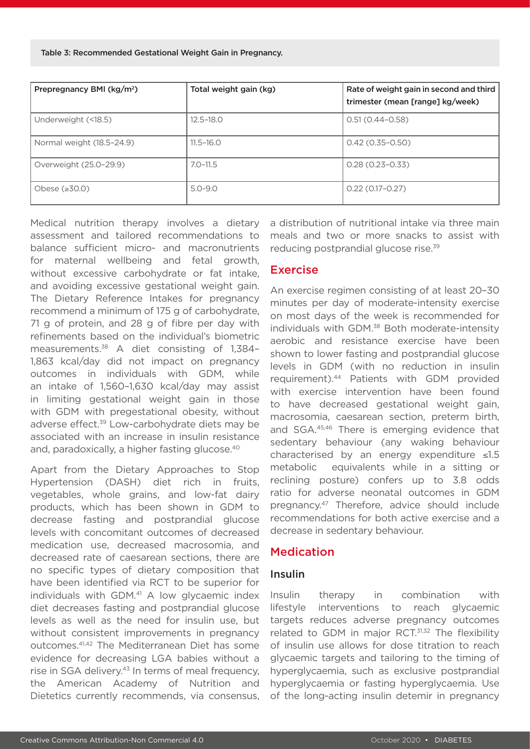Table 3: Recommended Gestational Weight Gain in Pregnancy.

| Prepregnancy BMI (kg/m²) | Total weight gain (kg) | Rate of weight gain in second and third trimester (mean [range] kg/week) |
|---|---|---|
| Underweight (<18.5) | 12.5–18.0 | 0.51 (0.44–0.58) |
| Normal weight (18.5–24.9) | 11.5–16.0 | 0.42 (0.35–0.50) |
| Overweight (25.0–29.9) | 7.0–11.5 | 0.28 (0.23–0.33) |
| Obese (≥30.0) | 5.0-9.0 | 0.22 (0.17–0.27) |

Medical nutrition therapy involves a dietary assessment and tailored recommendations to balance sufficient micro- and macronutrients for maternal wellbeing and fetal growth, without excessive carbohydrate or fat intake, and avoiding excessive gestational weight gain. The Dietary Reference Intakes for pregnancy recommend a minimum of 175 g of carbohydrate, 71 g of protein, and 28 g of fibre per day with refinements based on the individual's biometric measurements.[38] A diet consisting of 1,384–1,863 kcal/day did not impact on pregnancy outcomes in individuals with GDM, while an intake of 1,560–1,630 kcal/day may assist in limiting gestational weight gain in those with GDM with pregestational obesity, without adverse effect.[39] Low-carbohydrate diets may be associated with an increase in insulin resistance and, paradoxically, a higher fasting glucose.[40]

Apart from the Dietary Approaches to Stop Hypertension (DASH) diet rich in fruits, vegetables, whole grains, and low-fat dairy products, which has been shown in GDM to decrease fasting and postprandial glucose levels with concomitant outcomes of decreased medication use, decreased macrosomia, and decreased rate of caesarean sections, there are no specific types of dietary composition that have been identified via RCT to be superior for individuals with GDM.[41] A low glycaemic index diet decreases fasting and postprandial glucose levels as well as the need for insulin use, but without consistent improvements in pregnancy outcomes.[41,42] The Mediterranean Diet has some evidence for decreasing LGA babies without a rise in SGA delivery.[43] In terms of meal frequency, the American Academy of Nutrition and Dietetics currently recommends, via consensus, a distribution of nutritional intake via three main meals and two or more snacks to assist with reducing postprandial glucose rise.[39]

## Exercise

An exercise regimen consisting of at least 20–30 minutes per day of moderate-intensity exercise on most days of the week is recommended for individuals with GDM.[38] Both moderate-intensity aerobic and resistance exercise have been shown to lower fasting and postprandial glucose levels in GDM (with no reduction in insulin requirement).[44] Patients with GDM provided with exercise intervention have been found to have decreased gestational weight gain, macrosomia, caesarean section, preterm birth, and SGA.[45,46] There is emerging evidence that sedentary behaviour (any waking behaviour characterised by an energy expenditure ≤1.5 metabolic equivalents while in a sitting or reclining posture) confers up to 3.8 odds ratio for adverse neonatal outcomes in GDM pregnancy.[47] Therefore, advice should include recommendations for both active exercise and a decrease in sedentary behaviour.

## Medication

### Insulin

Insulin therapy in combination with lifestyle interventions to reach glycaemic targets reduces adverse pregnancy outcomes related to GDM in major RCT.[31,32] The flexibility of insulin use allows for dose titration to reach glycaemic targets and tailoring to the timing of hyperglycaemia, such as exclusive postprandial hyperglycaemia or fasting hyperglycaemia. Use of the long-acting insulin detemir in pregnancy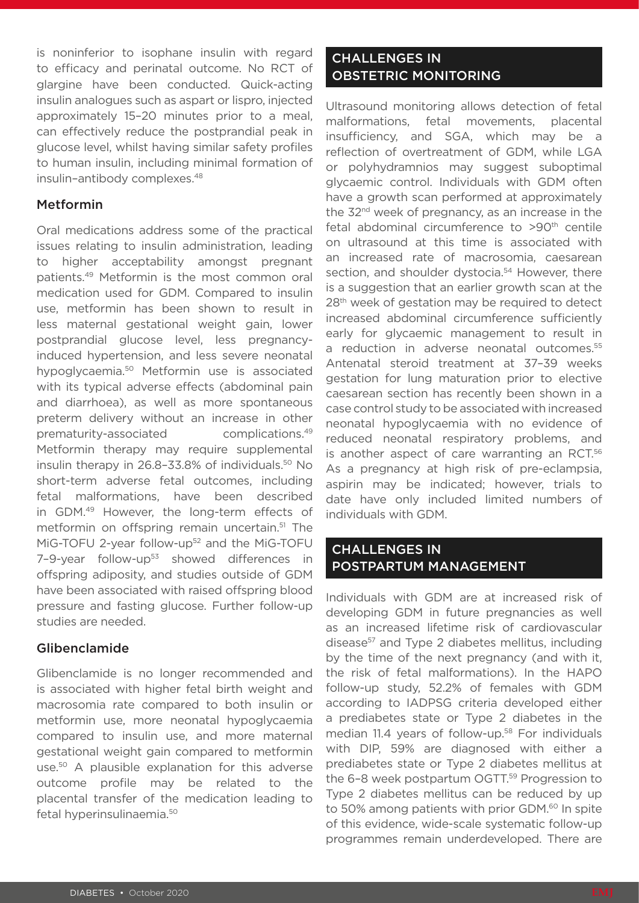is noninferior to isophane insulin with regard to efficacy and perinatal outcome. No RCT of glargine have been conducted. Quick-acting insulin analogues such as aspart or lispro, injected approximately 15–20 minutes prior to a meal, can effectively reduce the postprandial peak in glucose level, whilst having similar safety profiles to human insulin, including minimal formation of insulin–antibody complexes.[48]

### Metformin

Oral medications address some of the practical issues relating to insulin administration, leading to higher acceptability amongst pregnant patients.[49] Metformin is the most common oral medication used for GDM. Compared to insulin use, metformin has been shown to result in less maternal gestational weight gain, lower postprandial glucose level, less pregnancy-induced hypertension, and less severe neonatal hypoglycaemia.[50] Metformin use is associated with its typical adverse effects (abdominal pain and diarrhoea), as well as more spontaneous preterm delivery without an increase in other prematurity-associated complications.[49] Metformin therapy may require supplemental insulin therapy in 26.8–33.8% of individuals.[50] No short-term adverse fetal outcomes, including fetal malformations, have been described in GDM.[49] However, the long-term effects of metformin on offspring remain uncertain.[51] The MiG-TOFU 2-year follow-up[52] and the MiG-TOFU 7–9-year follow-up[53] showed differences in offspring adiposity, and studies outside of GDM have been associated with raised offspring blood pressure and fasting glucose. Further follow-up studies are needed.

### Glibenclamide

Glibenclamide is no longer recommended and is associated with higher fetal birth weight and macrosomia rate compared to both insulin or metformin use, more neonatal hypoglycaemia compared to insulin use, and more maternal gestational weight gain compared to metformin use.[50] A plausible explanation for this adverse outcome profile may be related to the placental transfer of the medication leading to fetal hyperinsulinaemia.[50]

## CHALLENGES IN OBSTETRIC MONITORING

Ultrasound monitoring allows detection of fetal malformations, fetal movements, placental insufficiency, and SGA, which may be a reflection of overtreatment of GDM, while LGA or polyhydramnios may suggest suboptimal glycaemic control. Individuals with GDM often have a growth scan performed at approximately the 32nd week of pregnancy, as an increase in the fetal abdominal circumference to >90th centile on ultrasound at this time is associated with an increased rate of macrosomia, caesarean section, and shoulder dystocia.[54] However, there is a suggestion that an earlier growth scan at the 28th week of gestation may be required to detect increased abdominal circumference sufficiently early for glycaemic management to result in a reduction in adverse neonatal outcomes.[55] Antenatal steroid treatment at 37–39 weeks gestation for lung maturation prior to elective caesarean section has recently been shown in a case control study to be associated with increased neonatal hypoglycaemia with no evidence of reduced neonatal respiratory problems, and is another aspect of care warranting an RCT.[56] As a pregnancy at high risk of pre-eclampsia, aspirin may be indicated; however, trials to date have only included limited numbers of individuals with GDM.

## CHALLENGES IN POSTPARTUM MANAGEMENT

Individuals with GDM are at increased risk of developing GDM in future pregnancies as well as an increased lifetime risk of cardiovascular disease[57] and Type 2 diabetes mellitus, including by the time of the next pregnancy (and with it, the risk of fetal malformations). In the HAPO follow-up study, 52.2% of females with GDM according to IADPSG criteria developed either a prediabetes state or Type 2 diabetes in the median 11.4 years of follow-up.[58] For individuals with DIP, 59% are diagnosed with either a prediabetes state or Type 2 diabetes mellitus at the 6–8 week postpartum OGTT.[59] Progression to Type 2 diabetes mellitus can be reduced by up to 50% among patients with prior GDM.[60] In spite of this evidence, wide-scale systematic follow-up programmes remain underdeveloped. There are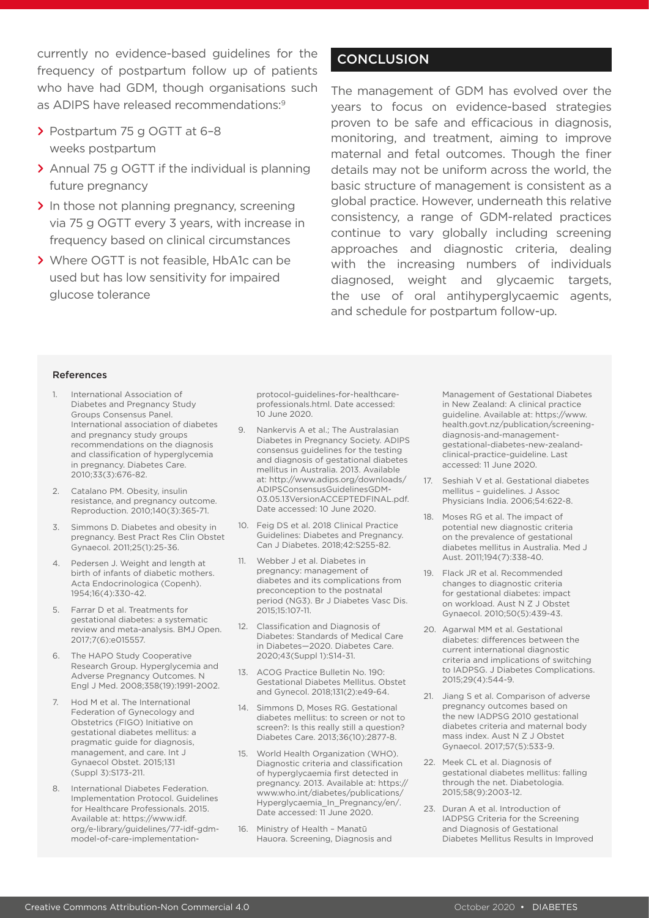currently no evidence-based guidelines for the frequency of postpartum follow up of patients who have had GDM, though organisations such as ADIPS have released recommendations:[9]

- Postpartum 75 g OGTT at 6–8 weeks postpartum
- Annual 75 g OGTT if the individual is planning future pregnancy
- In those not planning pregnancy, screening via 75 g OGTT every 3 years, with increase in frequency based on clinical circumstances
- Where OGTT is not feasible, HbA1c can be used but has low sensitivity for impaired glucose tolerance

## CONCLUSION

The management of GDM has evolved over the years to focus on evidence-based strategies proven to be safe and efficacious in diagnosis, monitoring, and treatment, aiming to improve maternal and fetal outcomes. Though the finer details may not be uniform across the world, the basic structure of management is consistent as a global practice. However, underneath this relative consistency, a range of GDM-related practices continue to vary globally including screening approaches and diagnostic criteria, dealing with the increasing numbers of individuals diagnosed, weight and glycaemic targets, the use of oral antihyperglycaemic agents, and schedule for postpartum follow-up.

### References

1. International Association of Diabetes and Pregnancy Study Groups Consensus Panel. International association of diabetes and pregnancy study groups recommendations on the diagnosis and classification of hyperglycemia in pregnancy. Diabetes Care. 2010;33(3):676-82.
2. Catalano PM. Obesity, insulin resistance, and pregnancy outcome. Reproduction. 2010;140(3):365-71.
3. Simmons D. Diabetes and obesity in pregnancy. Best Pract Res Clin Obstet Gynaecol. 2011;25(1):25-36.
4. Pedersen J. Weight and length at birth of infants of diabetic mothers. Acta Endocrinologica (Copenh). 1954;16(4):330-42.
5. Farrar D et al. Treatments for gestational diabetes: a systematic review and meta-analysis. BMJ Open. 2017;7(6):e015557.
6. The HAPO Study Cooperative Research Group. Hyperglycemia and Adverse Pregnancy Outcomes. N Engl J Med. 2008;358(19):1991-2002.
7. Hod M et al. The International Federation of Gynecology and Obstetrics (FIGO) Initiative on gestational diabetes mellitus: a pragmatic guide for diagnosis, management, and care. Int J Gynaecol Obstet. 2015;131 (Suppl 3):S173-211.
8. International Diabetes Federation. Implementation Protocol. Guidelines for Healthcare Professionals. 2015. Available at: https://www.idf.org/e-library/guidelines/77-idf-gdm-model-of-care-implementation-protocol-guidelines-for-healthcare-professionals.html. Date accessed: 10 June 2020.
9. Nankervis A et al.; The Australasian Diabetes in Pregnancy Society. ADIPS consensus guidelines for the testing and diagnosis of gestational diabetes mellitus in Australia. 2013. Available at: http://www.adips.org/downloads/ADIPSConsensusGuidelinesGDM-03.05.13VersionACCEPTEDFINAL.pdf. Date accessed: 10 June 2020.
10. Feig DS et al. 2018 Clinical Practice Guidelines: Diabetes and Pregnancy. Can J Diabetes. 2018;42:S255-82.
11. Webber J et al. Diabetes in pregnancy: management of diabetes and its complications from preconception to the postnatal period (NG3). Br J Diabetes Vasc Dis. 2015;15:107-11.
12. Classification and Diagnosis of Diabetes: Standards of Medical Care in Diabetes—2020. Diabetes Care. 2020;43(Suppl 1):S14-31.
13. ACOG Practice Bulletin No. 190: Gestational Diabetes Mellitus. Obstet and Gynecol. 2018;131(2):e49-64.
14. Simmons D, Moses RG. Gestational diabetes mellitus: to screen or not to screen?: Is this really still a question? Diabetes Care. 2013;36(10):2877-8.
15. World Health Organization (WHO). Diagnostic criteria and classification of hyperglycaemia first detected in pregnancy. 2013. Available at: https://www.who.int/diabetes/publications/Hyperglycaemia_In_Pregnancy/en/. Date accessed: 11 June 2020.
16. Ministry of Health – Manatū Hauora. Screening, Diagnosis and Management of Gestational Diabetes in New Zealand: A clinical practice guideline. Available at: https://www.health.govt.nz/publication/screening-diagnosis-and-management-gestational-diabetes-new-zealand-clinical-practice-guideline. Last accessed: 11 June 2020.
17. Seshiah V et al. Gestational diabetes mellitus – guidelines. J Assoc Physicians India. 2006;54:622-8.
18. Moses RG et al. The impact of potential new diagnostic criteria on the prevalence of gestational diabetes mellitus in Australia. Med J Aust. 2011;194(7):338-40.
19. Flack JR et al. Recommended changes to diagnostic criteria for gestational diabetes: impact on workload. Aust N Z J Obstet Gynaecol. 2010;50(5):439-43.
20. Agarwal MM et al. Gestational diabetes: differences between the current international diagnostic criteria and implications of switching to IADPSG. J Diabetes Complications. 2015;29(4):544-9.
21. Jiang S et al. Comparison of adverse pregnancy outcomes based on the new IADPSG 2010 gestational diabetes criteria and maternal body mass index. Aust N Z J Obstet Gynaecol. 2017;57(5):533-9.
22. Meek CL et al. Diagnosis of gestational diabetes mellitus: falling through the net. Diabetologia. 2015;58(9):2003-12.
23. Duran A et al. Introduction of IADPSG Criteria for the Screening and Diagnosis of Gestational Diabetes Mellitus Results in Improved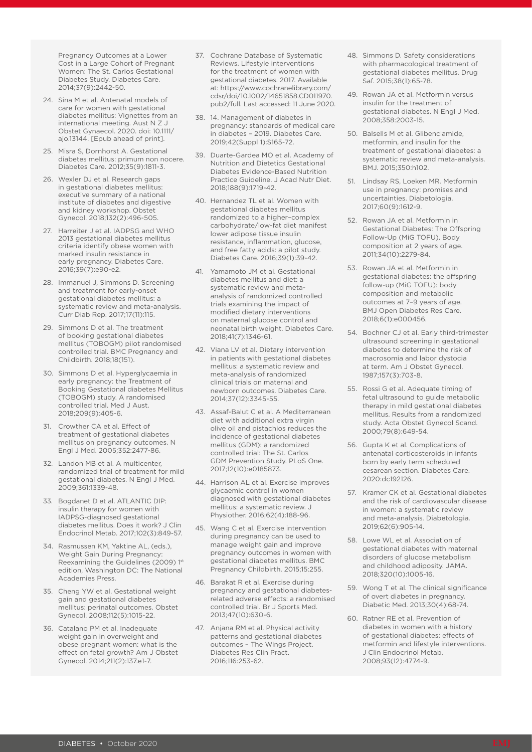Pregnancy Outcomes at a Lower Cost in a Large Cohort of Pregnant Women: The St. Carlos Gestational Diabetes Study. Diabetes Care. 2014;37(9):2442-50.

24. Sina M et al. Antenatal models of care for women with gestational diabetes mellitus: Vignettes from an international meeting. Aust N Z J Obstet Gynaecol. 2020. doi: 10.1111/ajo.13144. [Epub ahead of print].
25. Misra S, Dornhorst A. Gestational diabetes mellitus: primum non nocere. Diabetes Care. 2012;35(9):1811-3.
26. Wexler DJ et al. Research gaps in gestational diabetes mellitus: executive summary of a national institute of diabetes and digestive and kidney workshop. Obstet Gynecol. 2018;132(2):496-505.
27. Harreiter J et al. IADPSG and WHO 2013 gestational diabetes mellitus criteria identify obese women with marked insulin resistance in early pregnancy. Diabetes Care. 2016;39(7):e90-e2.
28. Immanuel J, Simmons D. Screening and treatment for early-onset gestational diabetes mellitus: a systematic review and meta-analysis. Curr Diab Rep. 2017;17(11):115.
29. Simmons D et al. The treatment of booking gestational diabetes mellitus (TOBOGM) pilot randomised controlled trial. BMC Pregnancy and Childbirth. 2018;18(151).
30. Simmons D et al. Hyperglycaemia in early pregnancy: the Treatment of Booking Gestational diabetes Mellitus (TOBOGM) study. A randomised controlled trial. Med J Aust. 2018;209(9):405-6.
31. Crowther CA et al. Effect of treatment of gestational diabetes mellitus on pregnancy outcomes. N Engl J Med. 2005;352:2477-86.
32. Landon MB et al. A multicenter, randomized trial of treatment for mild gestational diabetes. N Engl J Med. 2009;361:1339-48.
33. Bogdanet D et al. ATLANTIC DIP: insulin therapy for women with IADPSG-diagnosed gestational diabetes mellitus. Does it work? J Clin Endocrinol Metab. 2017;102(3):849-57.
34. Rasmussen KM, Yaktine AL, (eds.), Weight Gain During Pregnancy: Reexamining the Guidelines (2009) 1st edition, Washington DC: The National Academies Press.
35. Cheng YW et al. Gestational weight gain and gestational diabetes mellitus: perinatal outcomes. Obstet Gynecol. 2008;112(5):1015-22.
36. Catalano PM et al. Inadequate weight gain in overweight and obese pregnant women: what is the effect on fetal growth? Am J Obstet Gynecol. 2014;211(2):137.e1-7.
37. Cochrane Database of Systematic Reviews. Lifestyle interventions for the treatment of women with gestational diabetes. 2017. Available at: https://www.cochranelibrary.com/cdsr/doi/10.1002/14651858.CD011970.pub2/full. Last accessed: 11 June 2020.
38. 14. Management of diabetes in pregnancy: standards of medical care in diabetes – 2019. Diabetes Care. 2019;42(Suppl 1):S165-72.
39. Duarte-Gardea MO et al. Academy of Nutrition and Dietetics Gestational Diabetes Evidence-Based Nutrition Practice Guideline. J Acad Nutr Diet. 2018;188(9):1719-42.
40. Hernandez TL et al. Women with gestational diabetes mellitus randomized to a higher–complex carbohydrate/low-fat diet manifest lower adipose tissue insulin resistance, inflammation, glucose, and free fatty acids: a pilot study. Diabetes Care. 2016;39(1):39-42.
41. Yamamoto JM et al. Gestational diabetes mellitus and diet: a systematic review and meta-analysis of randomized controlled trials examining the impact of modified dietary interventions on maternal glucose control and neonatal birth weight. Diabetes Care. 2018;41(7):1346-61.
42. Viana LV et al. Dietary intervention in patients with gestational diabetes mellitus: a systematic review and meta-analysis of randomized clinical trials on maternal and newborn outcomes. Diabetes Care. 2014;37(12):3345-55.
43. Assaf-Balut C et al. A Mediterranean diet with additional extra virgin olive oil and pistachios reduces the incidence of gestational diabetes mellitus (GDM): a randomized controlled trial: The St. Carlos GDM Prevention Study. PLoS One. 2017;12(10):e0185873.
44. Harrison AL et al. Exercise improves glycaemic control in women diagnosed with gestational diabetes mellitus: a systematic review. J Physiother. 2016;62(4):188-96.
45. Wang C et al. Exercise intervention during pregnancy can be used to manage weight gain and improve pregnancy outcomes in women with gestational diabetes mellitus. BMC Pregnancy Childbirth. 2015;15:255.
46. Barakat R et al. Exercise during pregnancy and gestational diabetes-related adverse effects: a randomised controlled trial. Br J Sports Med. 2013;47(10):630-6.
47. Anjana RM et al. Physical activity patterns and gestational diabetes outcomes – The Wings Project. Diabetes Res Clin Pract. 2016;116:253-62.
48. Simmons D. Safety considerations with pharmacological treatment of gestational diabetes mellitus. Drug Saf. 2015;38(1):65-78.
49. Rowan JA et al. Metformin versus insulin for the treatment of gestational diabetes. N Engl J Med. 2008;358:2003-15.
50. Balsells M et al. Glibenclamide, metformin, and insulin for the treatment of gestational diabetes: a systematic review and meta-analysis. BMJ. 2015;350:h102.
51. Lindsay RS, Loeken MR. Metformin use in pregnancy: promises and uncertainties. Diabetologia. 2017;60(9):1612-9.
52. Rowan JA et al. Metformin in Gestational Diabetes: The Offspring Follow-Up (MiG TOFU). Body composition at 2 years of age. 2011;34(10):2279-84.
53. Rowan JA et al. Metformin in gestational diabetes: the offspring follow-up (MiG TOFU): body composition and metabolic outcomes at 7–9 years of age. BMJ Open Diabetes Res Care. 2018;6(1):e000456.
54. Bochner CJ et al. Early third-trimester ultrasound screening in gestational diabetes to determine the risk of macrosomia and labor dystocia at term. Am J Obstet Gynecol. 1987;157(3):703-8.
55. Rossi G et al. Adequate timing of fetal ultrasound to guide metabolic therapy in mild gestational diabetes mellitus. Results from a randomized study. Acta Obstet Gynecol Scand. 2000;79(8):649-54.
56. Gupta K et al. Complications of antenatal corticosteroids in infants born by early term scheduled cesarean section. Diabetes Care. 2020:dc192126.
57. Kramer CK et al. Gestational diabetes and the risk of cardiovascular disease in women: a systematic review and meta-analysis. Diabetologia. 2019;62(6):905-14.
58. Lowe WL et al. Association of gestational diabetes with maternal disorders of glucose metabolism and childhood adiposity. JAMA. 2018;320(10):1005-16.
59. Wong T et al. The clinical significance of overt diabetes in pregnancy. Diabetic Med. 2013;30(4):68-74.
60. Ratner RE et al. Prevention of diabetes in women with a history of gestational diabetes: effects of metformin and lifestyle interventions. J Clin Endocrinol Metab. 2008;93(12):4774-9.